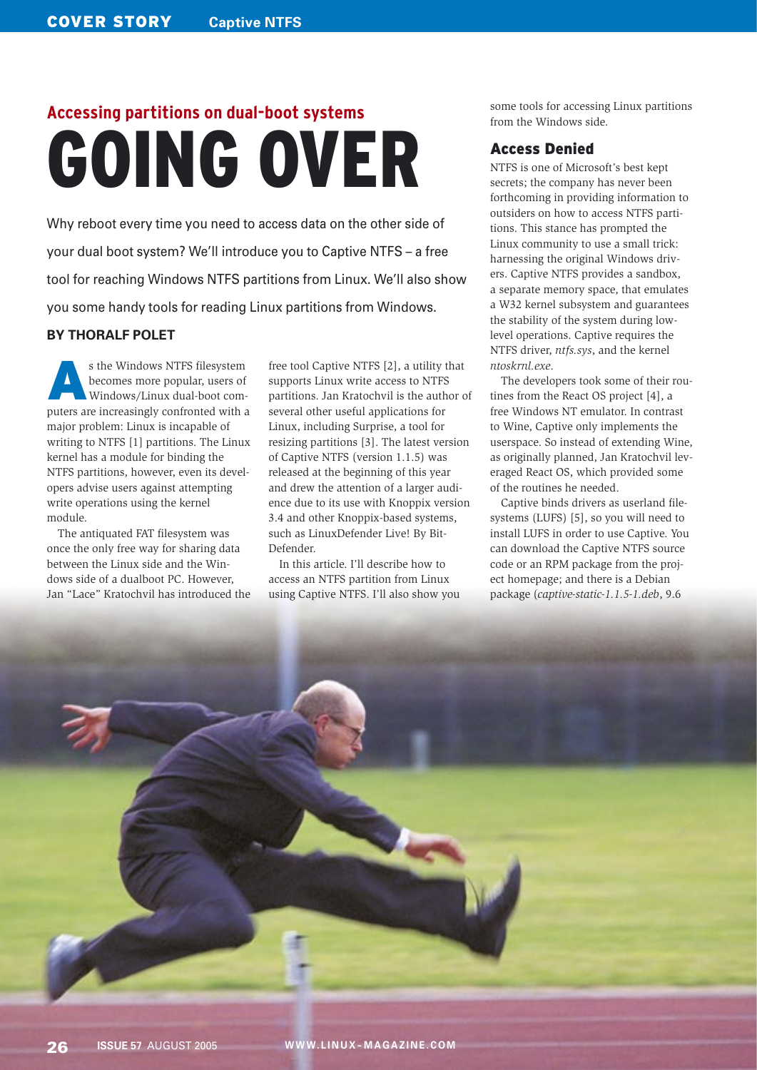## Accessing partitions on dual-boot systems

# GOING OVER

Why reboot every time you need to access data on the other side of your dual boot system? We'll introduce you to Captive NTFS – a free tool for reaching Windows NTFS partitions from Linux. We'll also show you some handy tools for reading Linux partitions from Windows.

**BY THORALF POLET**

As the Windows NTFS filesystem becomes more popular, users of Windows/Linux dual-boot computers are increasingly confronted with a major problem: Linux is incapable of writing to NTFS [1] partitions. The Linux kernel has a module for binding the NTFS partitions, however, even its developers advise users against attempting write operations using the kernel module.

The antiquated FAT filesystem was once the only free way for sharing data between the Linux side and the Windows side of a dualboot PC. However, Jan "Lace" Kratochvil has introduced the free tool Captive NTFS [2], a utility that supports Linux write access to NTFS partitions. Jan Kratochvil is the author of several other useful applications for Linux, including Surprise, a tool for resizing partitions [3]. The latest version of Captive NTFS (version 1.1.5) was released at the beginning of this year and drew the attention of a larger audience due to its use with Knoppix version 3.4 and other Knoppix-based systems, such as LinuxDefender Live! By BitDefender.

In this article, I'll describe how to access an NTFS partition from Linux using Captive NTFS. I'll also show you some tools for accessing Linux partitions from the Windows side.

## Access Denied

NTFS is one of Microsoft's best kept secrets; the company has never been forthcoming in providing information to outsiders on how to access NTFS partitions. This stance has prompted the Linux community to use a small trick: harnessing the original Windows drivers. Captive NTFS provides a sandbox, a separate memory space, that emulates a W32 kernel subsystem and guarantees the stability of the system during low-level operations. Captive requires the NTFS driver, *ntfs.sys*, and the kernel *ntoskrnl.exe*.

The developers took some of their routines from the React OS project [4], a free Windows NT emulator. In contrast to Wine, Captive only implements the userspace. So instead of extending Wine, as originally planned, Jan Kratochvil leveraged React OS, which provided some of the routines he needed.

Captive binds drivers as userland filesystems (LUFS) [5], so you will need to install LUFS in order to use Captive. You can download the Captive NTFS source code or an RPM package from the project homepage; and there is a Debian package (*captive-static-1.1.5-1.deb*, 9.6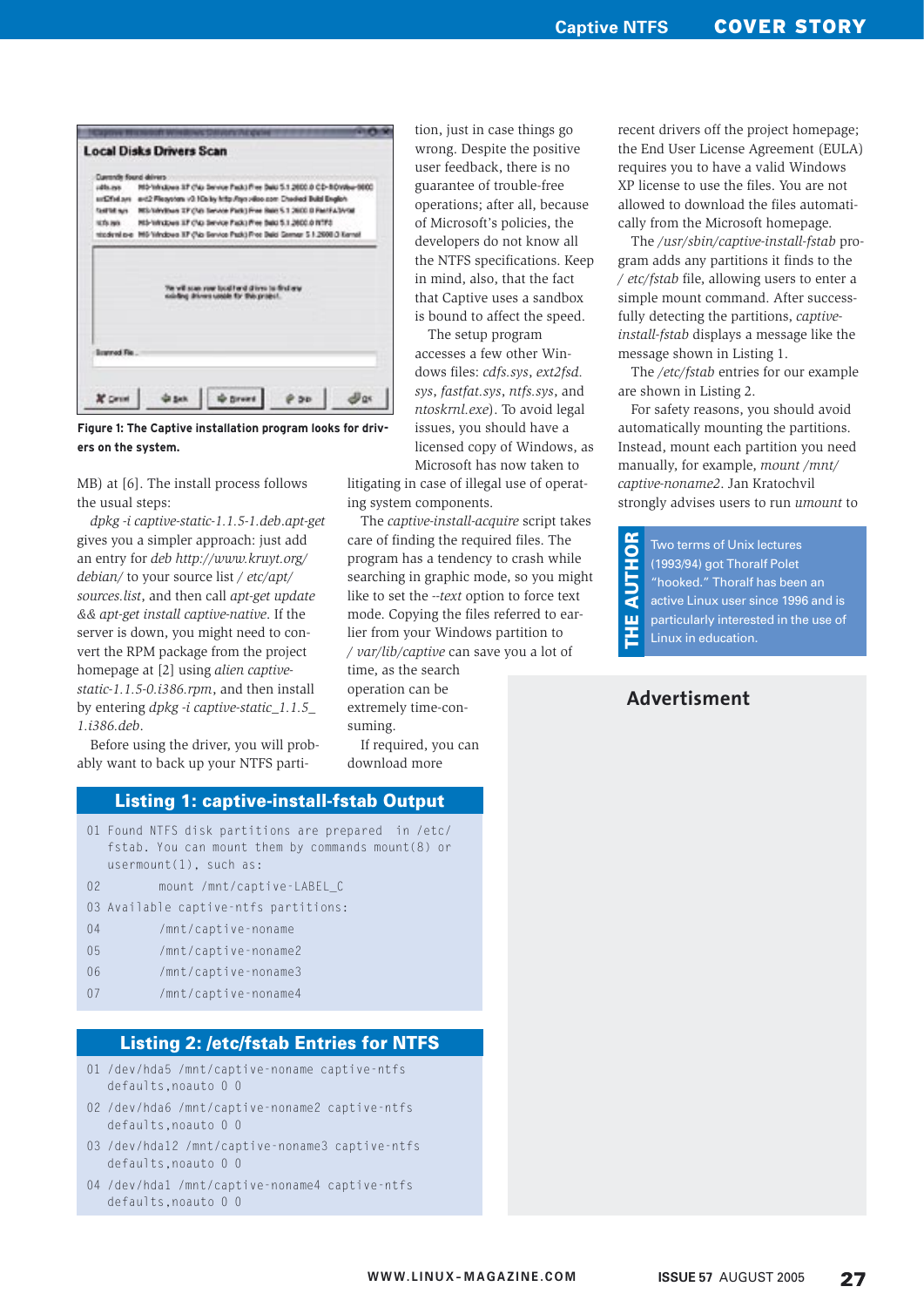Figure 1: The Captive installation program looks for drivers on the system.

MB) at [6]. The install process follows the usual steps:

*dpkg -i captive-static-1.1.5-1.deb.apt-get* gives you a simpler approach: just add an entry for *deb http://www.kruyt.org/debian/* to your source list */ etc/apt/sources.list*, and then call *apt-get update && apt-get install captive-native*. If the server is down, you might need to convert the RPM package from the project homepage at [2] using *alien captive-static-1.1.5-0.i386.rpm*, and then install by entering *dpkg -i captive-static_1.1.5_1.i386.deb*.

Before using the driver, you will probably want to back up your NTFS partition, just in case things go wrong. Despite the positive user feedback, there is no guarantee of trouble-free operations; after all, because of Microsoft's policies, the developers do not know all the NTFS specifications. Keep in mind, also, that the fact that Captive uses a sandbox is bound to affect the speed.

The setup program accesses a few other Windows files: *cdfs.sys*, *ext2fsd.sys*, *fastfat.sys*, *ntfs.sys*, and *ntoskrnl.exe*). To avoid legal issues, you should have a licensed copy of Windows, as Microsoft has now taken to litigating in case of illegal use of operating system components.

The *captive-install-acquire* script takes care of finding the required files. The program has a tendency to crash while searching in graphic mode, so you might like to set the *--text* option to force text mode. Copying the files referred to earlier from your Windows partition to */ var/lib/captive* can save you a lot of time, as the search operation can be extremely time-consuming.

If required, you can download more recent drivers off the project homepage; the End User License Agreement (EULA) requires you to have a valid Windows XP license to use the files. You are not allowed to download the files automatically from the Microsoft homepage.

The */usr/sbin/captive-install-fstab* program adds any partitions it finds to the */ etc/fstab* file, allowing users to enter a simple mount command. After successfully detecting the partitions, *captive-install-fstab* displays a message like the message shown in Listing 1.

The */etc/fstab* entries for our example are shown in Listing 2.

For safety reasons, you should avoid automatically mounting the partitions. Instead, mount each partition you need manually, for example, *mount /mnt/captive-noname2*. Jan Kratochvil strongly advises users to run *umount* to

## Listing 1: captive-install-fstab Output

```
01 Found NTFS disk partitions are prepared  in /etc/
   fstab. You can mount them by commands mount(8) or
   usermount(1), such as:
02         mount /mnt/captive-LABEL_C
03 Available captive-ntfs partitions:
04         /mnt/captive-noname
05         /mnt/captive-noname2
06         /mnt/captive-noname3
07         /mnt/captive-noname4
```

## Listing 2: /etc/fstab Entries for NTFS

```
01 /dev/hda5 /mnt/captive-noname captive-ntfs
   defaults,noauto 0 0
02 /dev/hda6 /mnt/captive-noname2 captive-ntfs
   defaults,noauto 0 0
03 /dev/hda12 /mnt/captive-noname3 captive-ntfs
   defaults,noauto 0 0
04 /dev/hda1 /mnt/captive-noname4 captive-ntfs
   defaults,noauto 0 0
```

**THE AUTHOR**

Two terms of Unix lectures (1993/94) got Thoralf Polet "hooked." Thoralf has been an active Linux user since 1996 and is particularly interested in the use of Linux in education.

Advertisment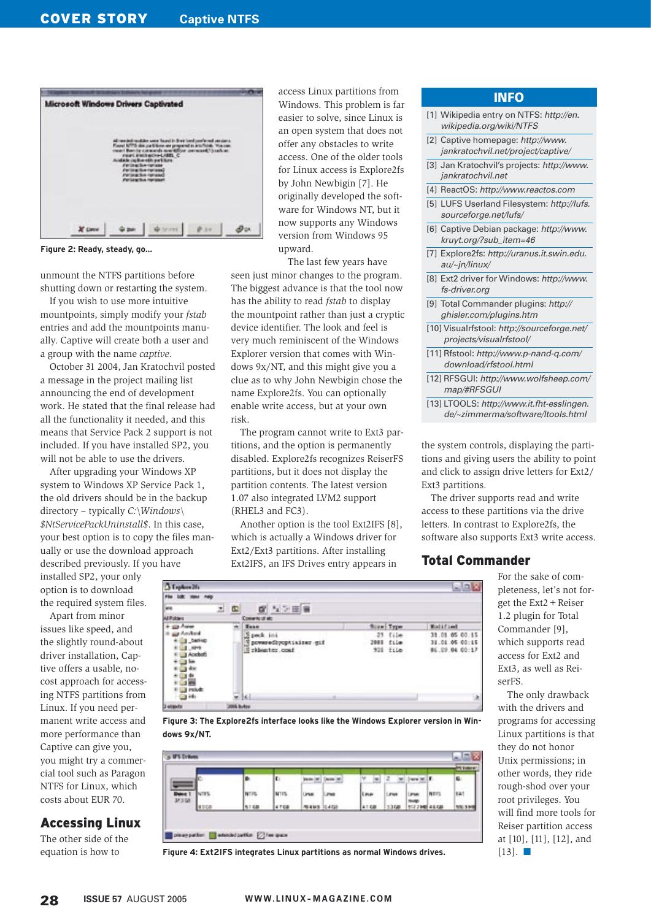Figure 2: Ready, steady, go...

unmount the NTFS partitions before shutting down or restarting the system.

If you wish to use more intuitive mountpoints, simply modify your *fstab* entries and add the mountpoints manually. Captive will create both a user and a group with the name *captive*.

October 31 2004, Jan Kratochvil posted a message in the project mailing list announcing the end of development work. He stated that the final release had all the functionality it needed, and this means that Service Pack 2 support is not included. If you have installed SP2, you will not be able to use the drivers.

After upgrading your Windows XP system to Windows XP Service Pack 1, the old drivers should be in the backup directory – typically *C:\Windows\$NtServicePackUninstall$*. In this case, your best option is to copy the files manually or use the download approach described previously. If you have installed SP2, your only option is to download the required system files.

Apart from minor issues like speed, and the slightly round-about driver installation, Captive offers a usable, no-cost approach for accessing NTFS partitions from Linux. If you need permanent write access and more performance than Captive can give you, you might try a commercial tool such as Paragon NTFS for Linux, which costs about EUR 70.

## Accessing Linux

The other side of the equation is how to access Linux partitions from Windows. This problem is far easier to solve, since Linux is an open system that does not offer any obstacles to write access. One of the older tools for Linux access is Explore2fs by John Newbigin [7]. He originally developed the software for Windows NT, but it now supports any Windows version from Windows 95 upward.

The last few years have seen just minor changes to the program. The biggest advance is that the tool now has the ability to read *fstab* to display the mountpoint rather than just a cryptic device identifier. The look and feel is very much reminiscent of the Windows Explorer version that comes with Windows 9x/NT, and this might give you a clue as to why John Newbigin chose the name Explore2fs. You can optionally enable write access, but at your own risk.

The program cannot write to Ext3 partitions, and the option is permanently disabled. Explore2fs recognizes ReiserFS partitions, but it does not display the partition contents. The latest version 1.07 also integrated LVM2 support (RHEL3 and FC3).

Another option is the tool Ext2IFS [8], which is actually a Windows driver for Ext2/Ext3 partitions. After installing Ext2IFS, an IFS Drives entry appears in the system controls, displaying the partitions and giving users the ability to point and click to assign drive letters for Ext2/Ext3 partitions.

The driver supports read and write access to these partitions via the drive letters. In contrast to Explore2fs, the software also supports Ext3 write access.

Figure 3: The Explore2fs interface looks like the Windows Explorer version in Windows 9x/NT.

Figure 4: Ext2IFS integrates Linux partitions as normal Windows drives.

## INFO

[1] Wikipedia entry on NTFS: *http://en.wikipedia.org/wiki/NTFS*

[2] Captive homepage: *http://www.jankratochvil.net/project/captive/*

[3] Jan Kratochvil's projects: *http://www.jankratochvil.net*

[4] ReactOS: *http://www.reactos.com*

[5] LUFS Userland Filesystem: *http://lufs.sourceforge.net/lufs/*

[6] Captive Debian package: *http://www.kruyt.org/?sub_item=46*

[7] Explore2fs: *http://uranus.it.swin.edu.au/~jn/linux/*

[8] Ext2 driver for Windows: *http://www.fs-driver.org*

[9] Total Commander plugins: *http://ghisler.com/plugins.htm*

[10] Visualrfstool: *http://sourceforge.net/projects/visualrfstool/*

[11] Rfstool: *http://www.p-nand-q.com/download/rfstool.html*

[12] RFSGUI: *http://www.wolfsheep.com/map/#RFSGUI*

[13] LTOOLS: *http://www.it.fht-esslingen.de/~zimmerma/software/ltools.html*

## Total Commander

For the sake of completeness, let's not forget the Ext2 + Reiser 1.2 plugin for Total Commander [9], which supports read access for Ext2 and Ext3, as well as ReiserFS.

The only drawback with the drivers and programs for accessing Linux partitions is that they do not honor Unix permissions; in other words, they ride rough-shod over your root privileges. You will find more tools for Reiser partition access at [10], [11], [12], and [13]. ■